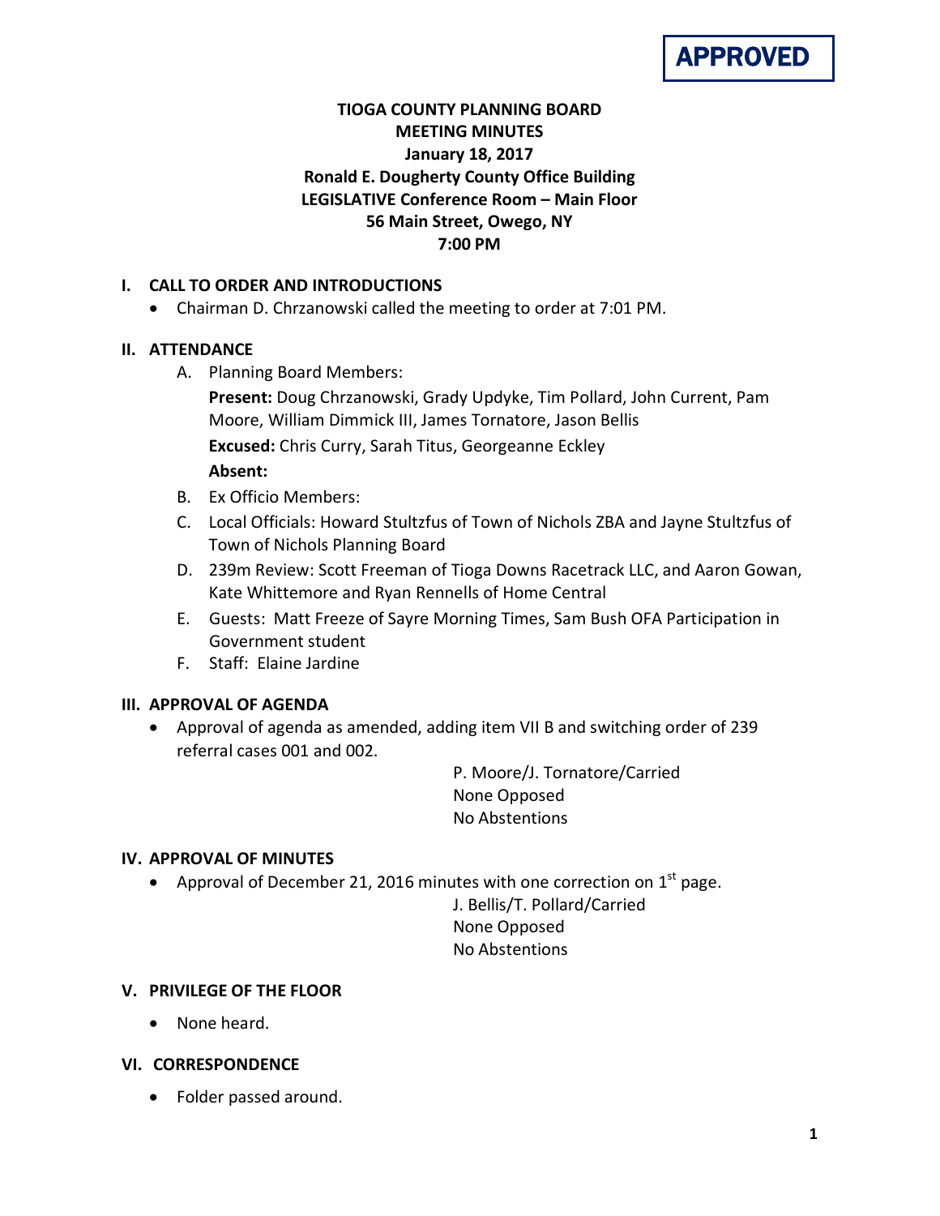**APPROVED**

# TIOGA COUNTY PLANNING BOARD
## MEETING MINUTES
**January 18, 2017**
**Ronald E. Dougherty County Office Building**
**LEGISLATIVE Conference Room – Main Floor**
**56 Main Street, Owego, NY**
**7:00 PM**

## I. CALL TO ORDER AND INTRODUCTIONS

- Chairman D. Chrzanowski called the meeting to order at 7:01 PM.

## II. ATTENDANCE

A. Planning Board Members:

**Present:** Doug Chrzanowski, Grady Updyke, Tim Pollard, John Current, Pam Moore, William Dimmick III, James Tornatore, Jason Bellis

**Excused:** Chris Curry, Sarah Titus, Georgeanne Eckley

**Absent:**

B. Ex Officio Members:

C. Local Officials: Howard Stultzfus of Town of Nichols ZBA and Jayne Stultzfus of Town of Nichols Planning Board

D. 239m Review: Scott Freeman of Tioga Downs Racetrack LLC, and Aaron Gowan, Kate Whittemore and Ryan Rennells of Home Central

E. Guests: Matt Freeze of Sayre Morning Times, Sam Bush OFA Participation in Government student

F. Staff: Elaine Jardine

## III. APPROVAL OF AGENDA

- Approval of agenda as amended, adding item VII B and switching order of 239 referral cases 001 and 002.

P. Moore/J. Tornatore/Carried
None Opposed
No Abstentions

## IV. APPROVAL OF MINUTES

- Approval of December 21, 2016 minutes with one correction on 1st page.

J. Bellis/T. Pollard/Carried
None Opposed
No Abstentions

## V. PRIVILEGE OF THE FLOOR

- None heard.

## VI. CORRESPONDENCE

- Folder passed around.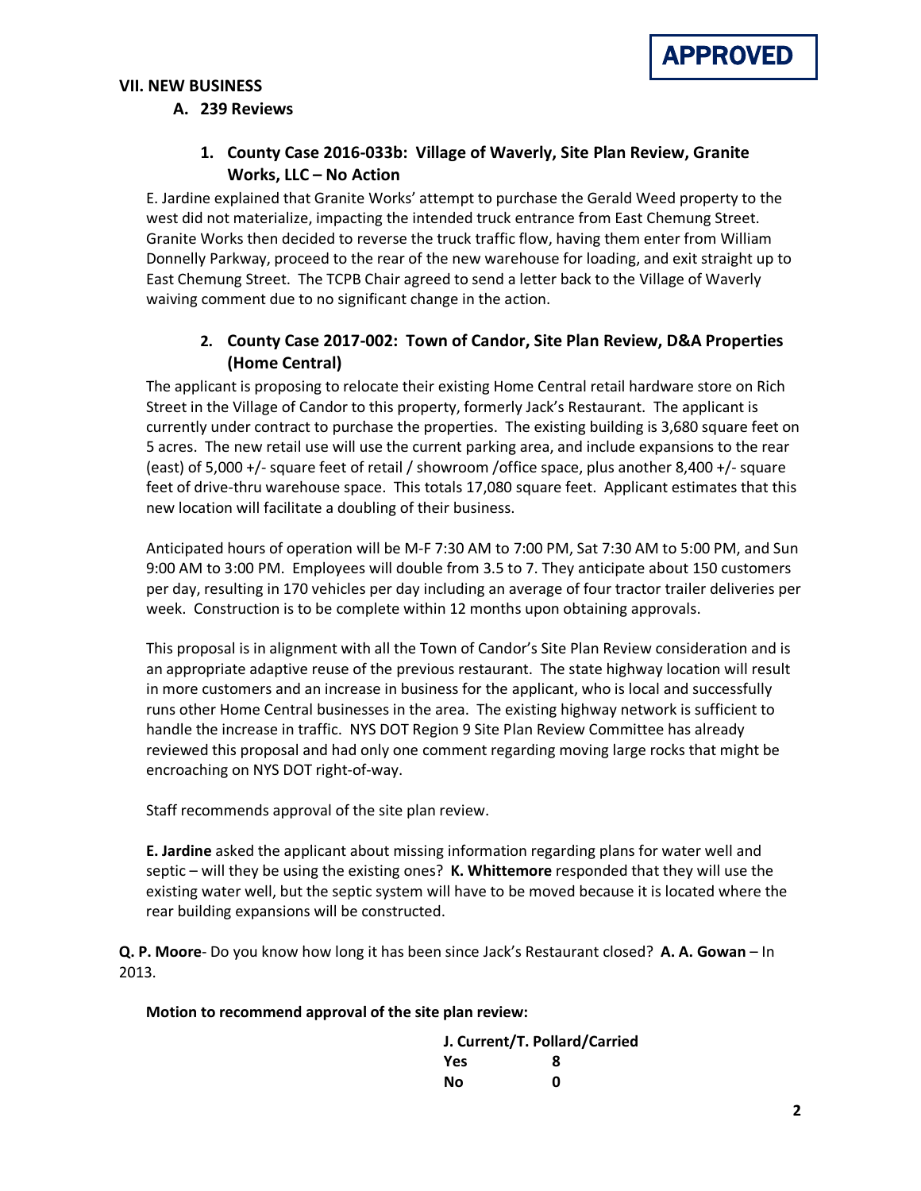**APPROVED**

## VII. NEW BUSINESS

### A. 239 Reviews

#### 1. County Case 2016-033b: Village of Waverly, Site Plan Review, Granite Works, LLC – No Action

E. Jardine explained that Granite Works' attempt to purchase the Gerald Weed property to the west did not materialize, impacting the intended truck entrance from East Chemung Street. Granite Works then decided to reverse the truck traffic flow, having them enter from William Donnelly Parkway, proceed to the rear of the new warehouse for loading, and exit straight up to East Chemung Street. The TCPB Chair agreed to send a letter back to the Village of Waverly waiving comment due to no significant change in the action.

#### 2. County Case 2017-002: Town of Candor, Site Plan Review, D&A Properties (Home Central)

The applicant is proposing to relocate their existing Home Central retail hardware store on Rich Street in the Village of Candor to this property, formerly Jack's Restaurant. The applicant is currently under contract to purchase the properties. The existing building is 3,680 square feet on 5 acres. The new retail use will use the current parking area, and include expansions to the rear (east) of 5,000 +/- square feet of retail / showroom /office space, plus another 8,400 +/- square feet of drive-thru warehouse space. This totals 17,080 square feet. Applicant estimates that this new location will facilitate a doubling of their business.

Anticipated hours of operation will be M-F 7:30 AM to 7:00 PM, Sat 7:30 AM to 5:00 PM, and Sun 9:00 AM to 3:00 PM. Employees will double from 3.5 to 7. They anticipate about 150 customers per day, resulting in 170 vehicles per day including an average of four tractor trailer deliveries per week. Construction is to be complete within 12 months upon obtaining approvals.

This proposal is in alignment with all the Town of Candor's Site Plan Review consideration and is an appropriate adaptive reuse of the previous restaurant. The state highway location will result in more customers and an increase in business for the applicant, who is local and successfully runs other Home Central businesses in the area. The existing highway network is sufficient to handle the increase in traffic. NYS DOT Region 9 Site Plan Review Committee has already reviewed this proposal and had only one comment regarding moving large rocks that might be encroaching on NYS DOT right-of-way.

Staff recommends approval of the site plan review.

**E. Jardine** asked the applicant about missing information regarding plans for water well and septic – will they be using the existing ones? **K. Whittemore** responded that they will use the existing water well, but the septic system will have to be moved because it is located where the rear building expansions will be constructed.

**Q. P. Moore**- Do you know how long it has been since Jack's Restaurant closed? **A. A. Gowan** – In 2013.

**Motion to recommend approval of the site plan review:**

**J. Current/T. Pollard/Carried**

| | |
|---|---|
| **Yes** | **8** |
| **No** | **0** |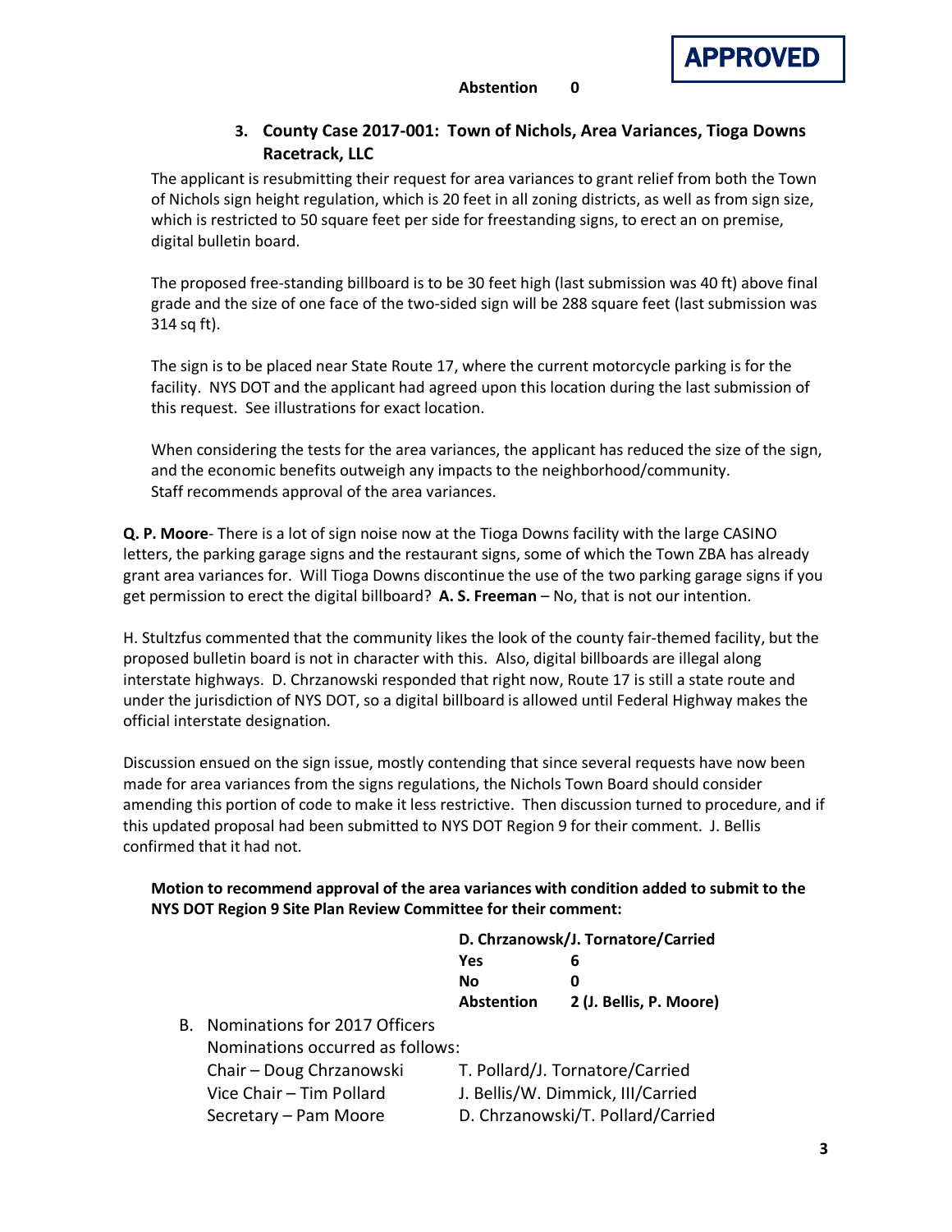**APPROVED**

**Abstention 0**

### 3. County Case 2017-001: Town of Nichols, Area Variances, Tioga Downs Racetrack, LLC

The applicant is resubmitting their request for area variances to grant relief from both the Town of Nichols sign height regulation, which is 20 feet in all zoning districts, as well as from sign size, which is restricted to 50 square feet per side for freestanding signs, to erect an on premise, digital bulletin board.

The proposed free-standing billboard is to be 30 feet high (last submission was 40 ft) above final grade and the size of one face of the two-sided sign will be 288 square feet (last submission was 314 sq ft).

The sign is to be placed near State Route 17, where the current motorcycle parking is for the facility. NYS DOT and the applicant had agreed upon this location during the last submission of this request. See illustrations for exact location.

When considering the tests for the area variances, the applicant has reduced the size of the sign, and the economic benefits outweigh any impacts to the neighborhood/community.
Staff recommends approval of the area variances.

**Q. P. Moore**- There is a lot of sign noise now at the Tioga Downs facility with the large CASINO letters, the parking garage signs and the restaurant signs, some of which the Town ZBA has already grant area variances for. Will Tioga Downs discontinue the use of the two parking garage signs if you get permission to erect the digital billboard? **A. S. Freeman** – No, that is not our intention.

H. Stultzfus commented that the community likes the look of the county fair-themed facility, but the proposed bulletin board is not in character with this. Also, digital billboards are illegal along interstate highways. D. Chrzanowski responded that right now, Route 17 is still a state route and under the jurisdiction of NYS DOT, so a digital billboard is allowed until Federal Highway makes the official interstate designation.

Discussion ensued on the sign issue, mostly contending that since several requests have now been made for area variances from the signs regulations, the Nichols Town Board should consider amending this portion of code to make it less restrictive. Then discussion turned to procedure, and if this updated proposal had been submitted to NYS DOT Region 9 for their comment. J. Bellis confirmed that it had not.

**Motion to recommend approval of the area variances with condition added to submit to the NYS DOT Region 9 Site Plan Review Committee for their comment:**

**D. Chrzanowsk/J. Tornatore/Carried**

| | |
|---|---|
| **Yes** | **6** |
| **No** | **0** |
| **Abstention** | **2 (J. Bellis, P. Moore)** |

B. Nominations for 2017 Officers

Nominations occurred as follows:

| | |
|---|---|
| Chair – Doug Chrzanowski | T. Pollard/J. Tornatore/Carried |
| Vice Chair – Tim Pollard | J. Bellis/W. Dimmick, III/Carried |
| Secretary – Pam Moore | D. Chrzanowski/T. Pollard/Carried |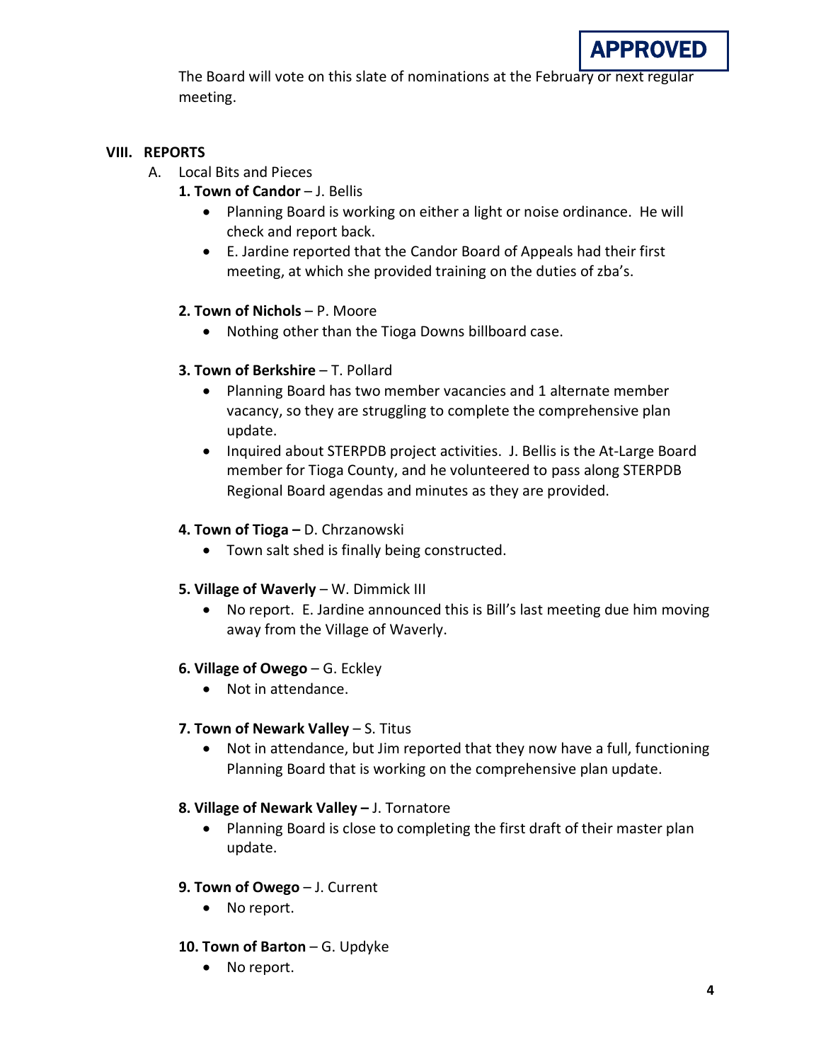APPROVED

The Board will vote on this slate of nominations at the February or next regular meeting.

## VIII. REPORTS

A. Local Bits and Pieces

**1. Town of Candor** – J. Bellis

- Planning Board is working on either a light or noise ordinance. He will check and report back.
- E. Jardine reported that the Candor Board of Appeals had their first meeting, at which she provided training on the duties of zba's.

**2. Town of Nichols** – P. Moore

- Nothing other than the Tioga Downs billboard case.

**3. Town of Berkshire** – T. Pollard

- Planning Board has two member vacancies and 1 alternate member vacancy, so they are struggling to complete the comprehensive plan update.
- Inquired about STERPDB project activities. J. Bellis is the At-Large Board member for Tioga County, and he volunteered to pass along STERPDB Regional Board agendas and minutes as they are provided.

**4. Town of Tioga –** D. Chrzanowski

- Town salt shed is finally being constructed.

**5. Village of Waverly** – W. Dimmick III

- No report. E. Jardine announced this is Bill's last meeting due him moving away from the Village of Waverly.

**6. Village of Owego** – G. Eckley

- Not in attendance.

**7. Town of Newark Valley** – S. Titus

- Not in attendance, but Jim reported that they now have a full, functioning Planning Board that is working on the comprehensive plan update.

**8. Village of Newark Valley –** J. Tornatore

- Planning Board is close to completing the first draft of their master plan update.

**9. Town of Owego** – J. Current

- No report.

**10. Town of Barton** – G. Updyke

- No report.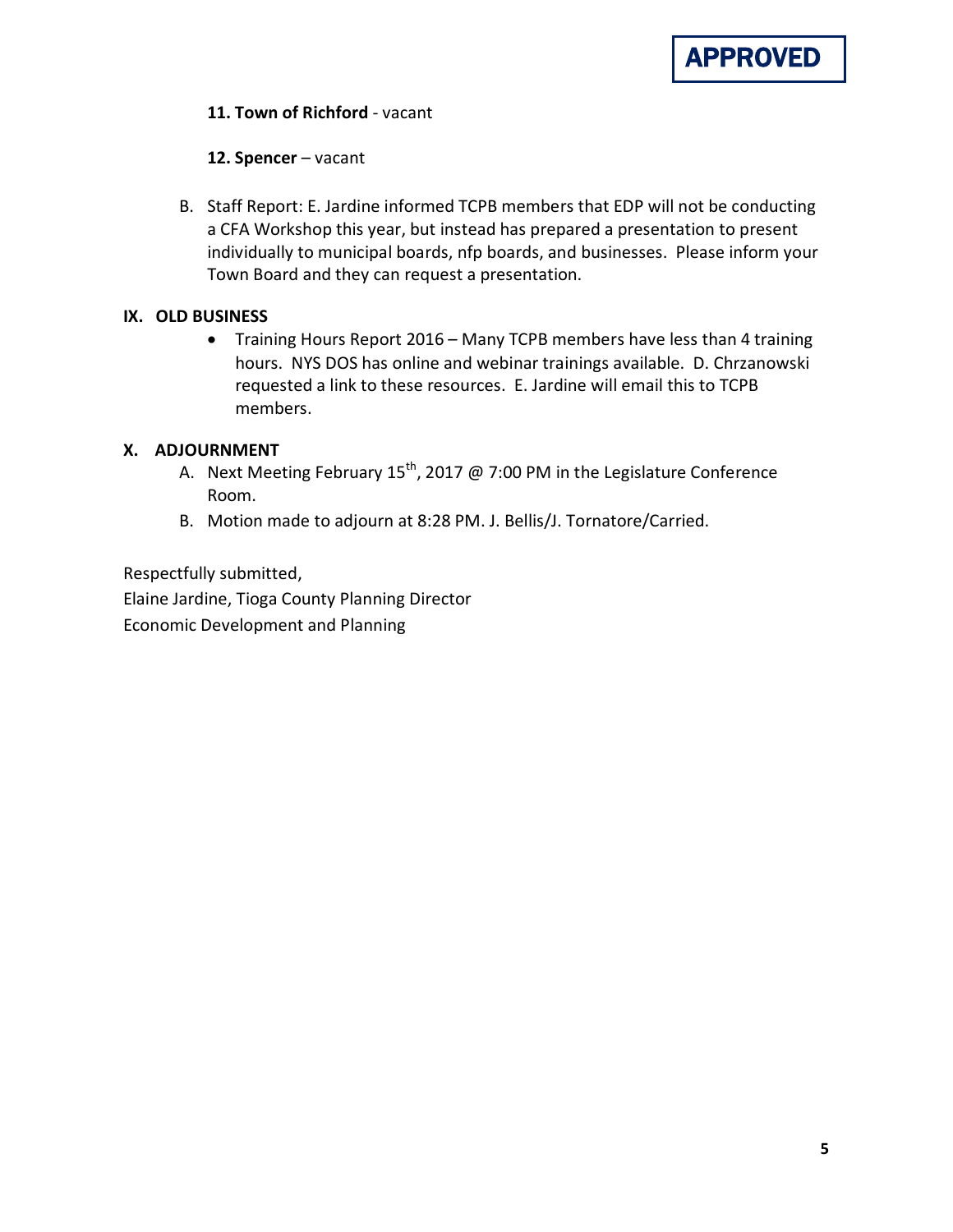APPROVED

**11. Town of Richford** - vacant

**12. Spencer** – vacant

B. Staff Report: E. Jardine informed TCPB members that EDP will not be conducting a CFA Workshop this year, but instead has prepared a presentation to present individually to municipal boards, nfp boards, and businesses. Please inform your Town Board and they can request a presentation.

## IX. OLD BUSINESS

- Training Hours Report 2016 – Many TCPB members have less than 4 training hours. NYS DOS has online and webinar trainings available. D. Chrzanowski requested a link to these resources. E. Jardine will email this to TCPB members.

## X. ADJOURNMENT

A. Next Meeting February 15th, 2017 @ 7:00 PM in the Legislature Conference Room.

B. Motion made to adjourn at 8:28 PM. J. Bellis/J. Tornatore/Carried.

Respectfully submitted,

Elaine Jardine, Tioga County Planning Director

Economic Development and Planning